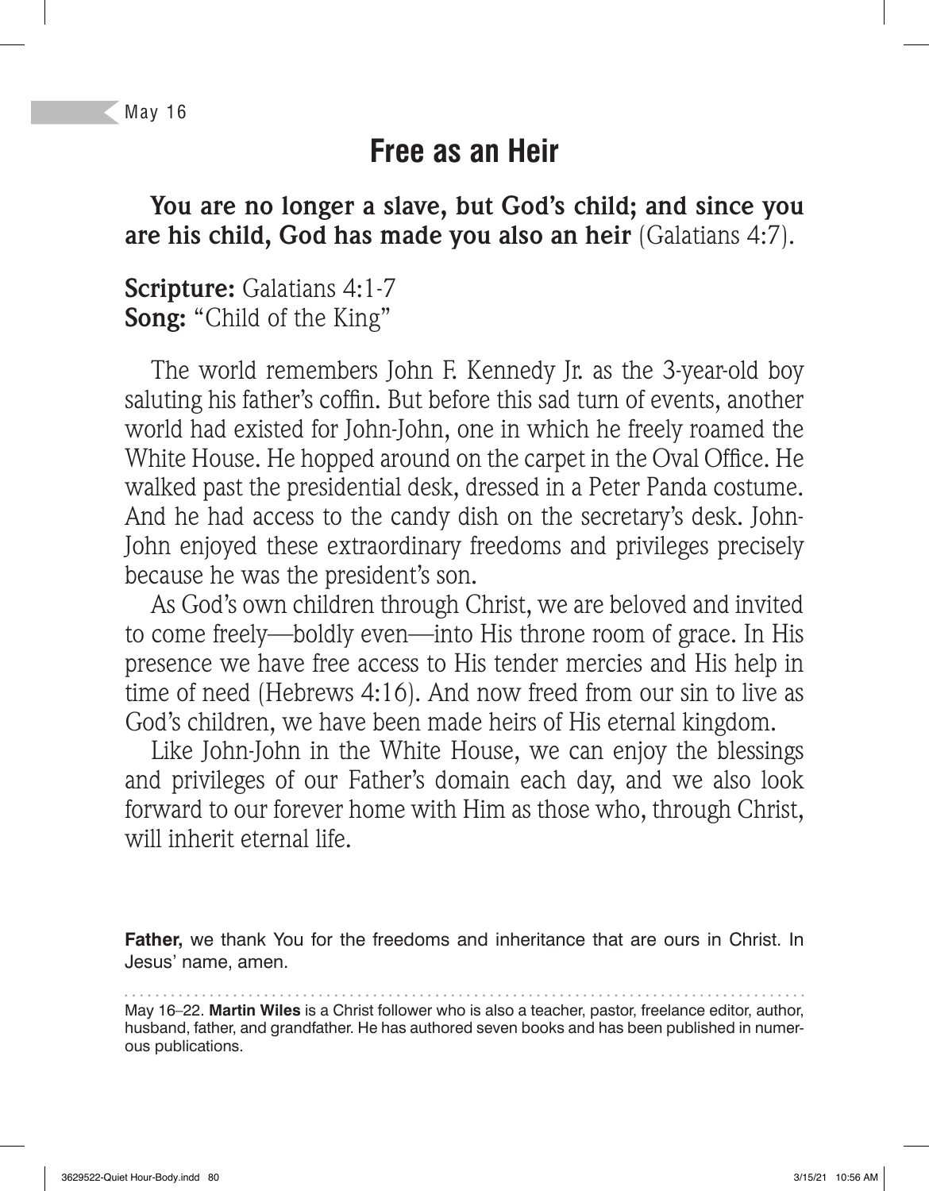May 16

# Free as an Heir

**You are no longer a slave, but God's child; and since you are his child, God has made you also an heir** (Galatians 4:7).

**Scripture:** Galatians 4:1-7
**Song:** "Child of the King"

The world remembers John F. Kennedy Jr. as the 3-year-old boy saluting his father's coffin. But before this sad turn of events, another world had existed for John-John, one in which he freely roamed the White House. He hopped around on the carpet in the Oval Office. He walked past the presidential desk, dressed in a Peter Panda costume. And he had access to the candy dish on the secretary's desk. John-John enjoyed these extraordinary freedoms and privileges precisely because he was the president's son.

As God's own children through Christ, we are beloved and invited to come freely—boldly even—into His throne room of grace. In His presence we have free access to His tender mercies and His help in time of need (Hebrews 4:16). And now freed from our sin to live as God's children, we have been made heirs of His eternal kingdom.

Like John-John in the White House, we can enjoy the blessings and privileges of our Father's domain each day, and we also look forward to our forever home with Him as those who, through Christ, will inherit eternal life.

**Father,** we thank You for the freedoms and inheritance that are ours in Christ. In Jesus' name, amen.

---

May 16–22. **Martin Wiles** is a Christ follower who is also a teacher, pastor, freelance editor, author, husband, father, and grandfather. He has authored seven books and has been published in numerous publications.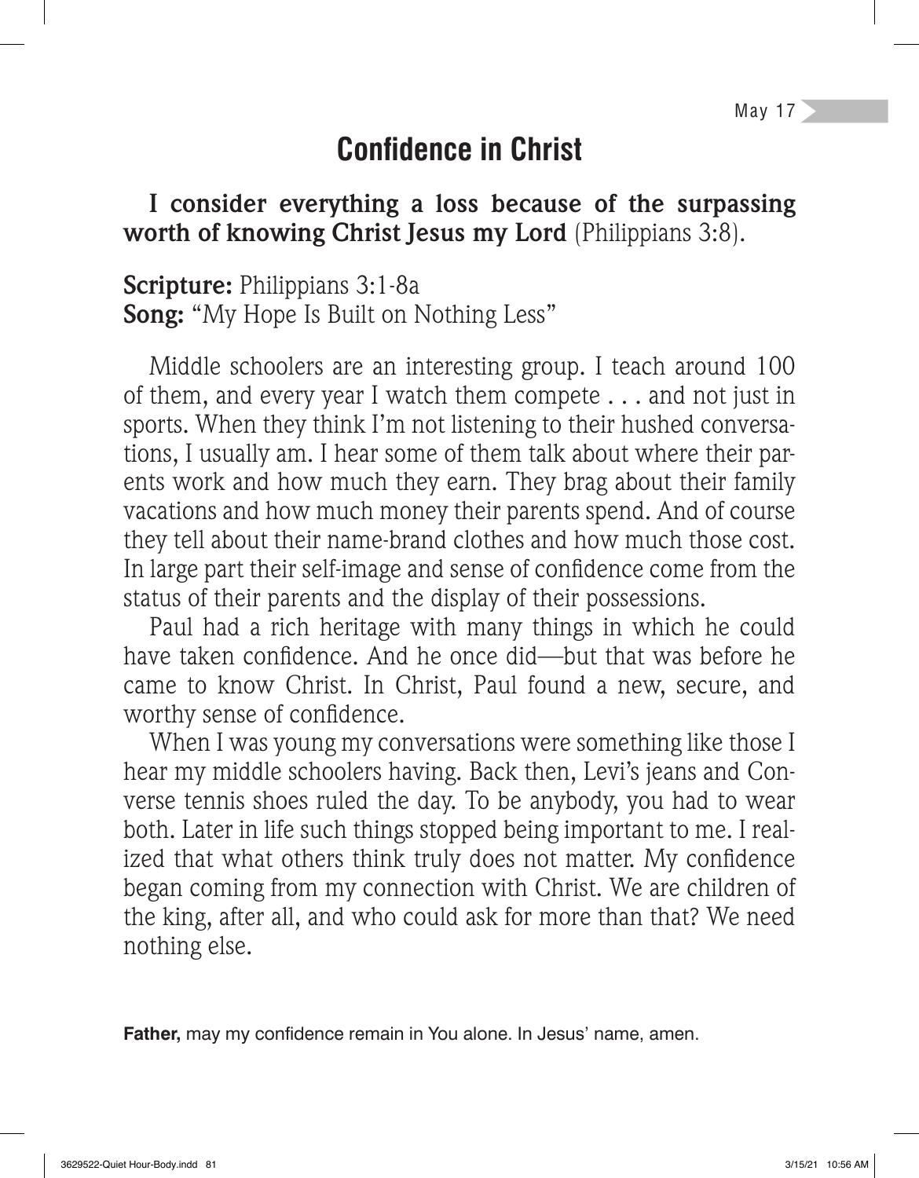May 17

# Confidence in Christ

**I consider everything a loss because of the surpassing worth of knowing Christ Jesus my Lord** (Philippians 3:8).

**Scripture:** Philippians 3:1-8a
**Song:** "My Hope Is Built on Nothing Less"

Middle schoolers are an interesting group. I teach around 100 of them, and every year I watch them compete . . . and not just in sports. When they think I'm not listening to their hushed conversations, I usually am. I hear some of them talk about where their parents work and how much they earn. They brag about their family vacations and how much money their parents spend. And of course they tell about their name-brand clothes and how much those cost. In large part their self-image and sense of confidence come from the status of their parents and the display of their possessions.

Paul had a rich heritage with many things in which he could have taken confidence. And he once did—but that was before he came to know Christ. In Christ, Paul found a new, secure, and worthy sense of confidence.

When I was young my conversations were something like those I hear my middle schoolers having. Back then, Levi's jeans and Converse tennis shoes ruled the day. To be anybody, you had to wear both. Later in life such things stopped being important to me. I realized that what others think truly does not matter. My confidence began coming from my connection with Christ. We are children of the king, after all, and who could ask for more than that? We need nothing else.

**Father,** may my confidence remain in You alone. In Jesus' name, amen.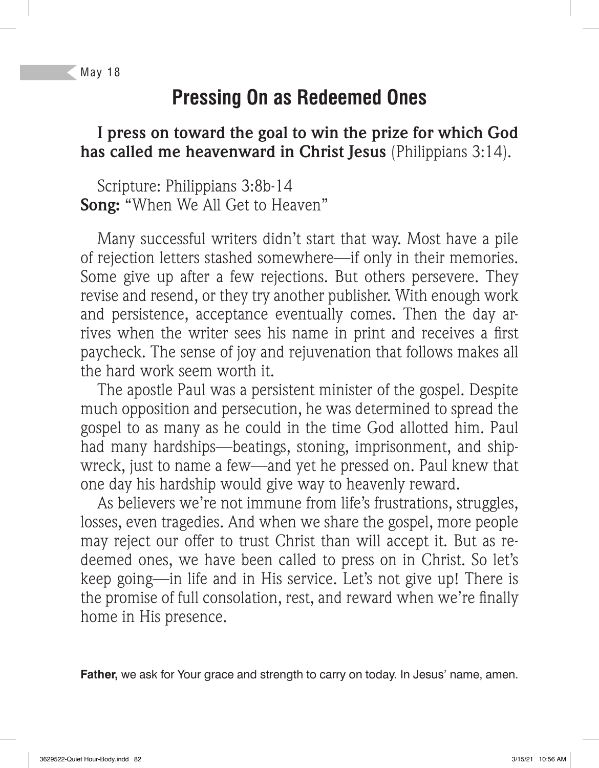May 18

# Pressing On as Redeemed Ones

**I press on toward the goal to win the prize for which God has called me heavenward in Christ Jesus** (Philippians 3:14).

Scripture: Philippians 3:8b-14
**Song:** "When We All Get to Heaven"

Many successful writers didn't start that way. Most have a pile of rejection letters stashed somewhere—if only in their memories. Some give up after a few rejections. But others persevere. They revise and resend, or they try another publisher. With enough work and persistence, acceptance eventually comes. Then the day arrives when the writer sees his name in print and receives a first paycheck. The sense of joy and rejuvenation that follows makes all the hard work seem worth it.

The apostle Paul was a persistent minister of the gospel. Despite much opposition and persecution, he was determined to spread the gospel to as many as he could in the time God allotted him. Paul had many hardships—beatings, stoning, imprisonment, and shipwreck, just to name a few—and yet he pressed on. Paul knew that one day his hardship would give way to heavenly reward.

As believers we're not immune from life's frustrations, struggles, losses, even tragedies. And when we share the gospel, more people may reject our offer to trust Christ than will accept it. But as redeemed ones, we have been called to press on in Christ. So let's keep going—in life and in His service. Let's not give up! There is the promise of full consolation, rest, and reward when we're finally home in His presence.

**Father,** we ask for Your grace and strength to carry on today. In Jesus' name, amen.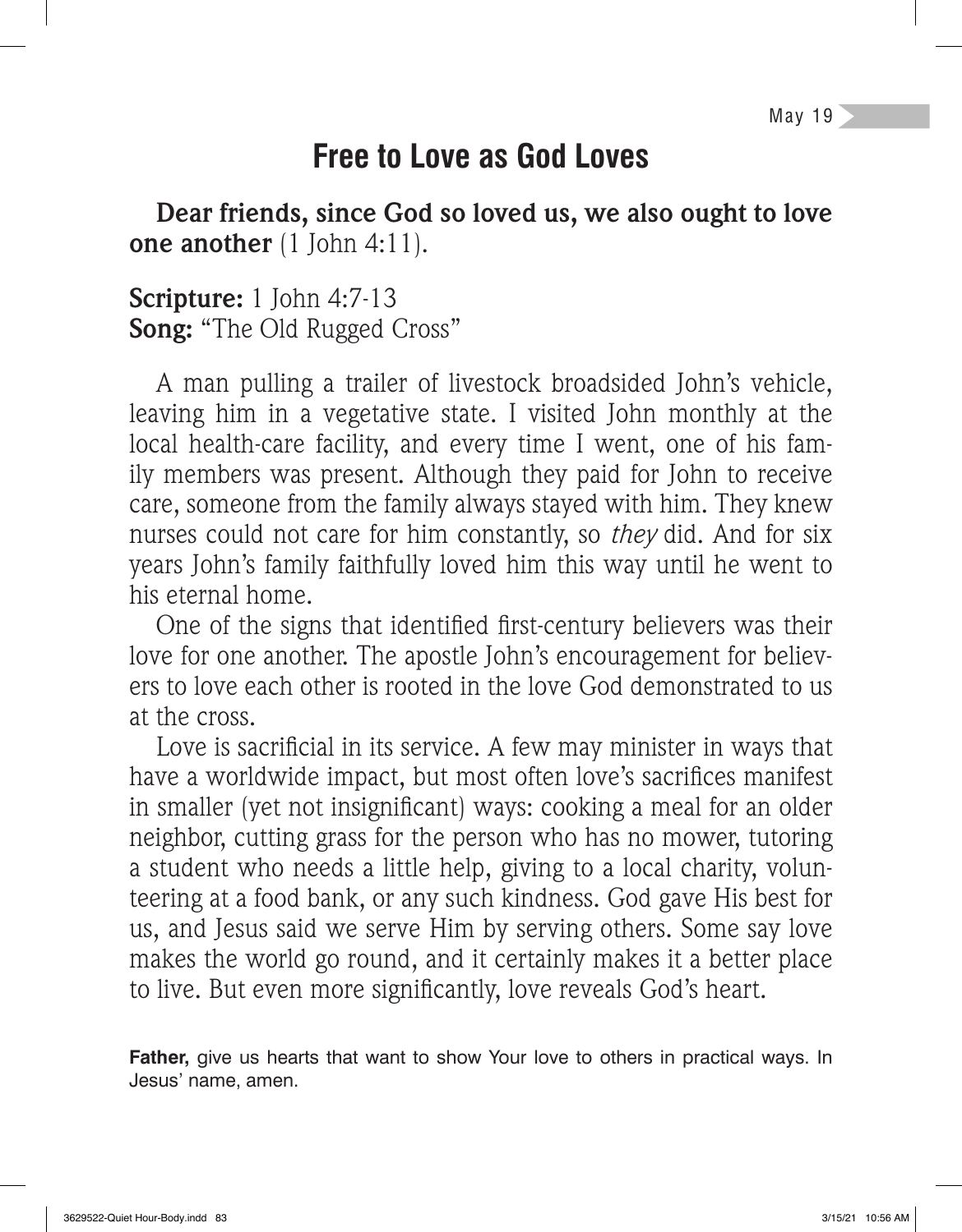May 19

# Free to Love as God Loves

**Dear friends, since God so loved us, we also ought to love one another** (1 John 4:11).

**Scripture:** 1 John 4:7-13
**Song:** "The Old Rugged Cross"

A man pulling a trailer of livestock broadsided John's vehicle, leaving him in a vegetative state. I visited John monthly at the local health-care facility, and every time I went, one of his family members was present. Although they paid for John to receive care, someone from the family always stayed with him. They knew nurses could not care for him constantly, so *they* did. And for six years John's family faithfully loved him this way until he went to his eternal home.

One of the signs that identified first-century believers was their love for one another. The apostle John's encouragement for believers to love each other is rooted in the love God demonstrated to us at the cross.

Love is sacrificial in its service. A few may minister in ways that have a worldwide impact, but most often love's sacrifices manifest in smaller (yet not insignificant) ways: cooking a meal for an older neighbor, cutting grass for the person who has no mower, tutoring a student who needs a little help, giving to a local charity, volunteering at a food bank, or any such kindness. God gave His best for us, and Jesus said we serve Him by serving others. Some say love makes the world go round, and it certainly makes it a better place to live. But even more significantly, love reveals God's heart.

**Father,** give us hearts that want to show Your love to others in practical ways. In Jesus' name, amen.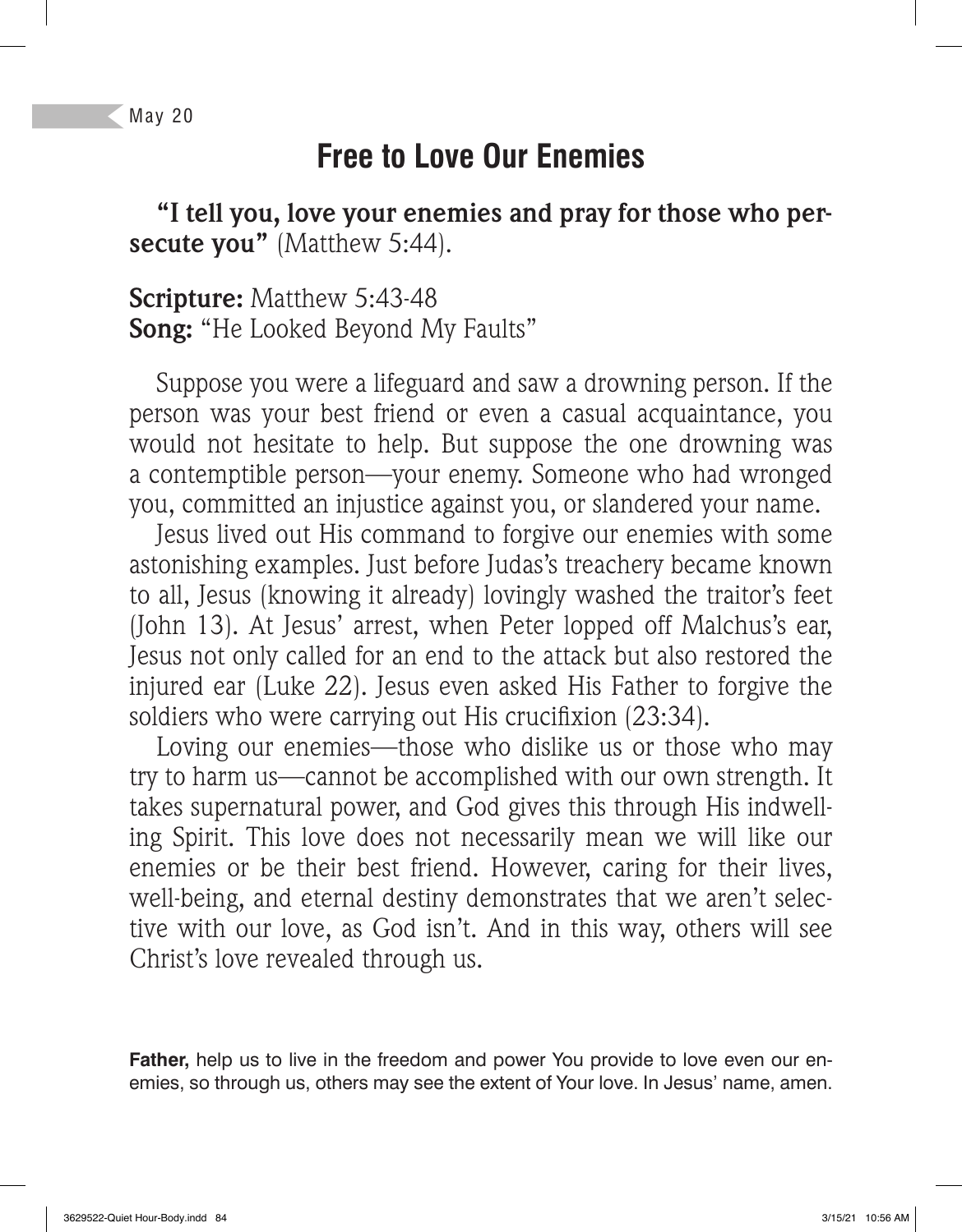May 20

# Free to Love Our Enemies

**"I tell you, love your enemies and pray for those who persecute you"** (Matthew 5:44).

**Scripture:** Matthew 5:43-48
**Song:** "He Looked Beyond My Faults"

Suppose you were a lifeguard and saw a drowning person. If the person was your best friend or even a casual acquaintance, you would not hesitate to help. But suppose the one drowning was a contemptible person—your enemy. Someone who had wronged you, committed an injustice against you, or slandered your name.

Jesus lived out His command to forgive our enemies with some astonishing examples. Just before Judas's treachery became known to all, Jesus (knowing it already) lovingly washed the traitor's feet (John 13). At Jesus' arrest, when Peter lopped off Malchus's ear, Jesus not only called for an end to the attack but also restored the injured ear (Luke 22). Jesus even asked His Father to forgive the soldiers who were carrying out His crucifixion (23:34).

Loving our enemies—those who dislike us or those who may try to harm us—cannot be accomplished with our own strength. It takes supernatural power, and God gives this through His indwelling Spirit. This love does not necessarily mean we will like our enemies or be their best friend. However, caring for their lives, well-being, and eternal destiny demonstrates that we aren't selective with our love, as God isn't. And in this way, others will see Christ's love revealed through us.

**Father,** help us to live in the freedom and power You provide to love even our enemies, so through us, others may see the extent of Your love. In Jesus' name, amen.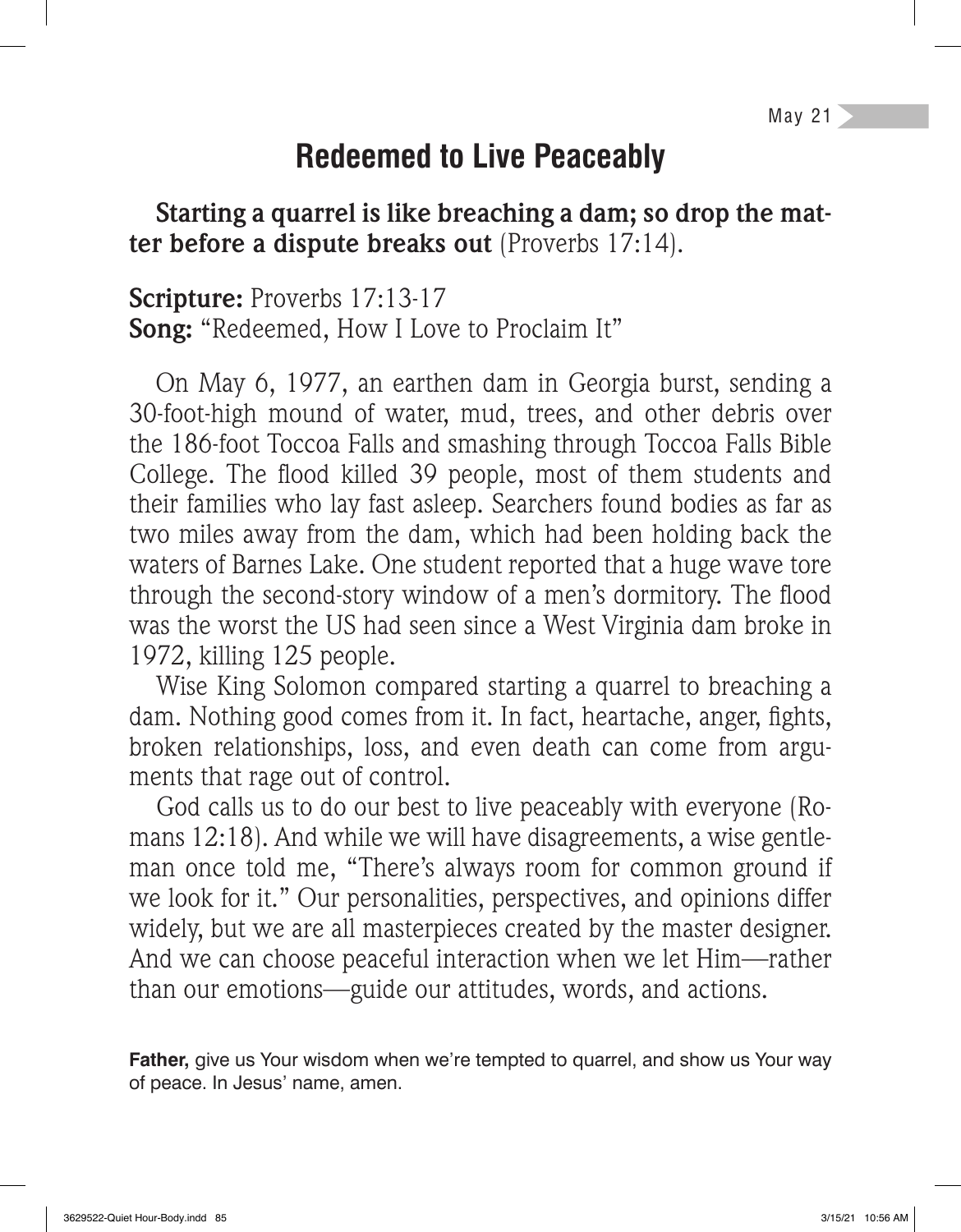May 21

# Redeemed to Live Peaceably

**Starting a quarrel is like breaching a dam; so drop the matter before a dispute breaks out** (Proverbs 17:14).

**Scripture:** Proverbs 17:13-17
**Song:** "Redeemed, How I Love to Proclaim It"

On May 6, 1977, an earthen dam in Georgia burst, sending a 30-foot-high mound of water, mud, trees, and other debris over the 186-foot Toccoa Falls and smashing through Toccoa Falls Bible College. The flood killed 39 people, most of them students and their families who lay fast asleep. Searchers found bodies as far as two miles away from the dam, which had been holding back the waters of Barnes Lake. One student reported that a huge wave tore through the second-story window of a men's dormitory. The flood was the worst the US had seen since a West Virginia dam broke in 1972, killing 125 people.

Wise King Solomon compared starting a quarrel to breaching a dam. Nothing good comes from it. In fact, heartache, anger, fights, broken relationships, loss, and even death can come from arguments that rage out of control.

God calls us to do our best to live peaceably with everyone (Romans 12:18). And while we will have disagreements, a wise gentleman once told me, "There's always room for common ground if we look for it." Our personalities, perspectives, and opinions differ widely, but we are all masterpieces created by the master designer. And we can choose peaceful interaction when we let Him—rather than our emotions—guide our attitudes, words, and actions.

**Father,** give us Your wisdom when we're tempted to quarrel, and show us Your way of peace. In Jesus' name, amen.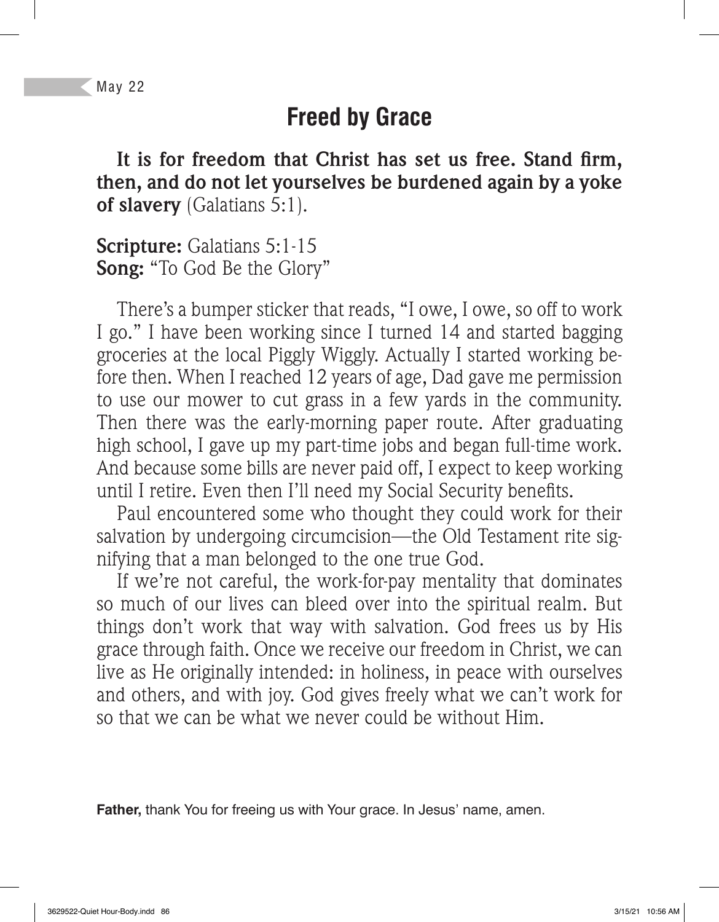May 22

# Freed by Grace

**It is for freedom that Christ has set us free. Stand firm, then, and do not let yourselves be burdened again by a yoke of slavery** (Galatians 5:1).

**Scripture:** Galatians 5:1-15
**Song:** "To God Be the Glory"

There's a bumper sticker that reads, "I owe, I owe, so off to work I go." I have been working since I turned 14 and started bagging groceries at the local Piggly Wiggly. Actually I started working before then. When I reached 12 years of age, Dad gave me permission to use our mower to cut grass in a few yards in the community. Then there was the early-morning paper route. After graduating high school, I gave up my part-time jobs and began full-time work. And because some bills are never paid off, I expect to keep working until I retire. Even then I'll need my Social Security benefits.

Paul encountered some who thought they could work for their salvation by undergoing circumcision—the Old Testament rite signifying that a man belonged to the one true God.

If we're not careful, the work-for-pay mentality that dominates so much of our lives can bleed over into the spiritual realm. But things don't work that way with salvation. God frees us by His grace through faith. Once we receive our freedom in Christ, we can live as He originally intended: in holiness, in peace with ourselves and others, and with joy. God gives freely what we can't work for so that we can be what we never could be without Him.

**Father,** thank You for freeing us with Your grace. In Jesus' name, amen.